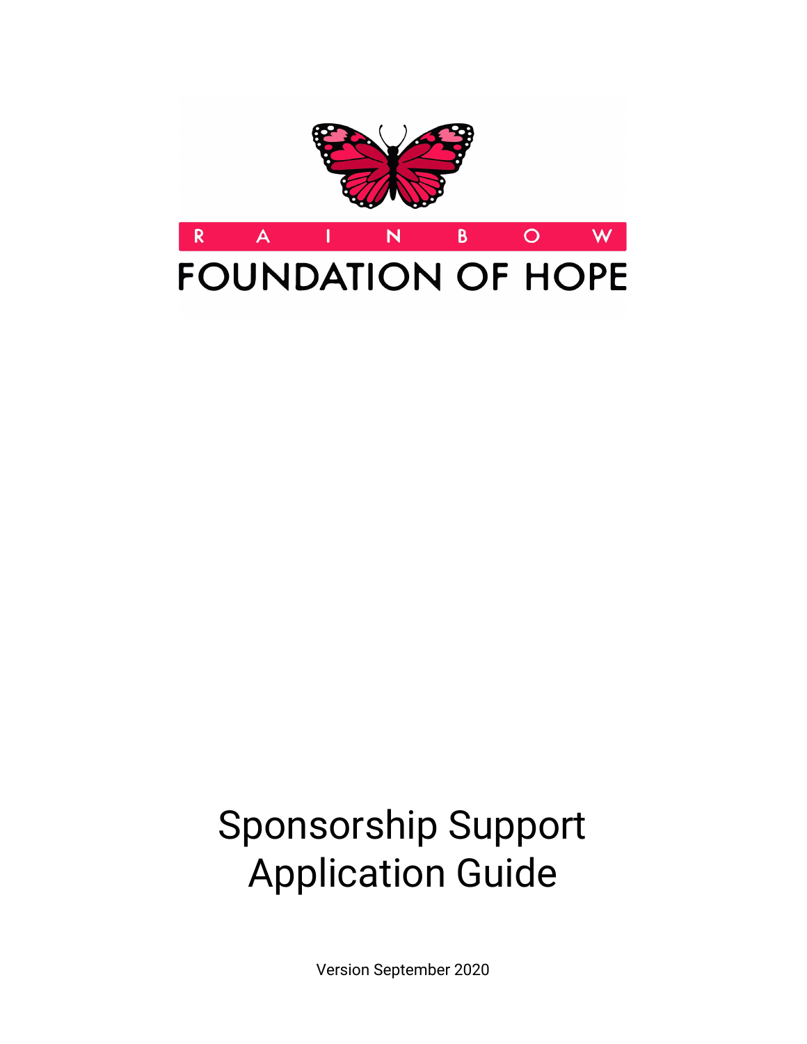RAINBOW

FOUNDATION OF HOPE

# Sponsorship Support Application Guide

Version September 2020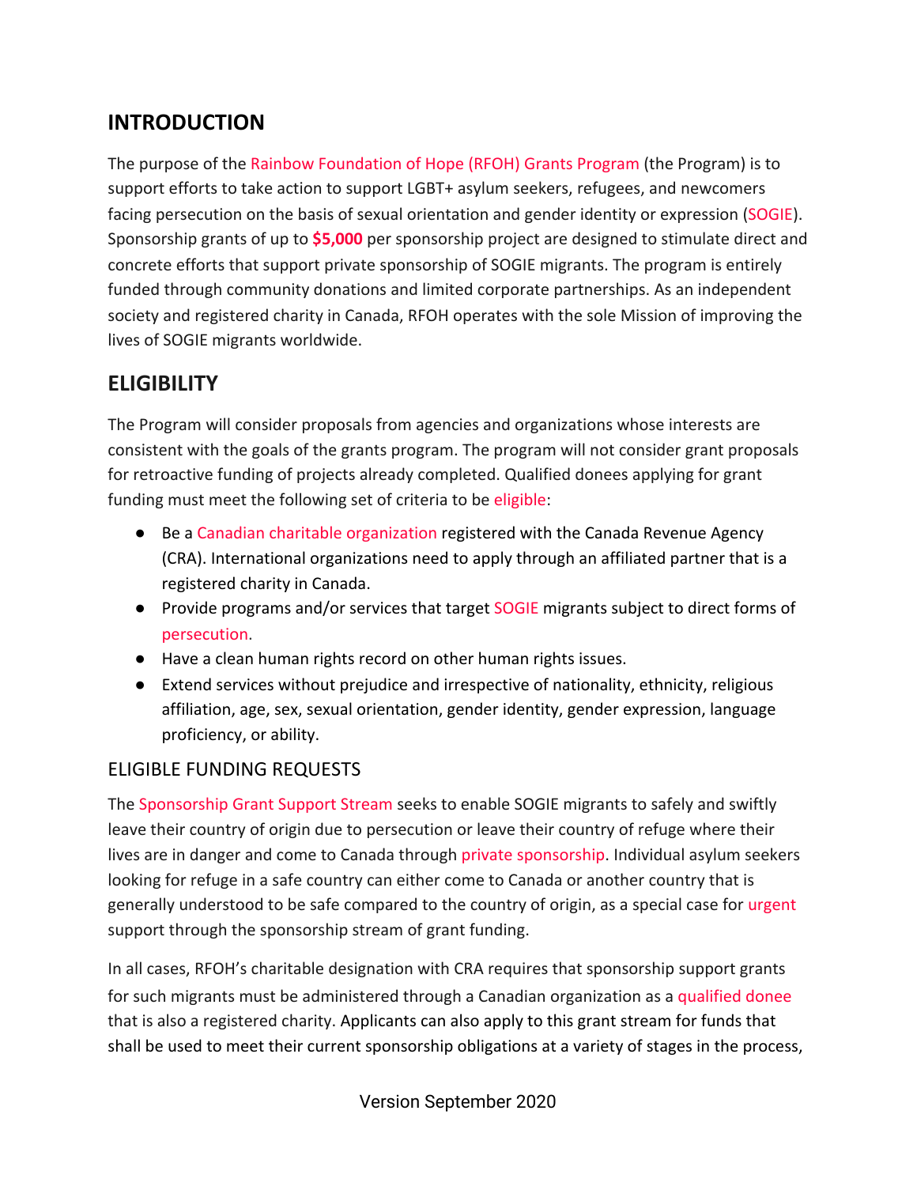## INTRODUCTION

The purpose of the Rainbow Foundation of Hope (RFOH) Grants Program (the Program) is to support efforts to take action to support LGBT+ asylum seekers, refugees, and newcomers facing persecution on the basis of sexual orientation and gender identity or expression (SOGIE). Sponsorship grants of up to **$5,000** per sponsorship project are designed to stimulate direct and concrete efforts that support private sponsorship of SOGIE migrants. The program is entirely funded through community donations and limited corporate partnerships. As an independent society and registered charity in Canada, RFOH operates with the sole Mission of improving the lives of SOGIE migrants worldwide.

## ELIGIBILITY

The Program will consider proposals from agencies and organizations whose interests are consistent with the goals of the grants program. The program will not consider grant proposals for retroactive funding of projects already completed. Qualified donees applying for grant funding must meet the following set of criteria to be eligible:

- Be a Canadian charitable organization registered with the Canada Revenue Agency (CRA). International organizations need to apply through an affiliated partner that is a registered charity in Canada.
- Provide programs and/or services that target SOGIE migrants subject to direct forms of persecution.
- Have a clean human rights record on other human rights issues.
- Extend services without prejudice and irrespective of nationality, ethnicity, religious affiliation, age, sex, sexual orientation, gender identity, gender expression, language proficiency, or ability.

### ELIGIBLE FUNDING REQUESTS

The Sponsorship Grant Support Stream seeks to enable SOGIE migrants to safely and swiftly leave their country of origin due to persecution or leave their country of refuge where their lives are in danger and come to Canada through private sponsorship. Individual asylum seekers looking for refuge in a safe country can either come to Canada or another country that is generally understood to be safe compared to the country of origin, as a special case for urgent support through the sponsorship stream of grant funding.

In all cases, RFOH's charitable designation with CRA requires that sponsorship support grants for such migrants must be administered through a Canadian organization as a qualified donee that is also a registered charity. Applicants can also apply to this grant stream for funds that shall be used to meet their current sponsorship obligations at a variety of stages in the process,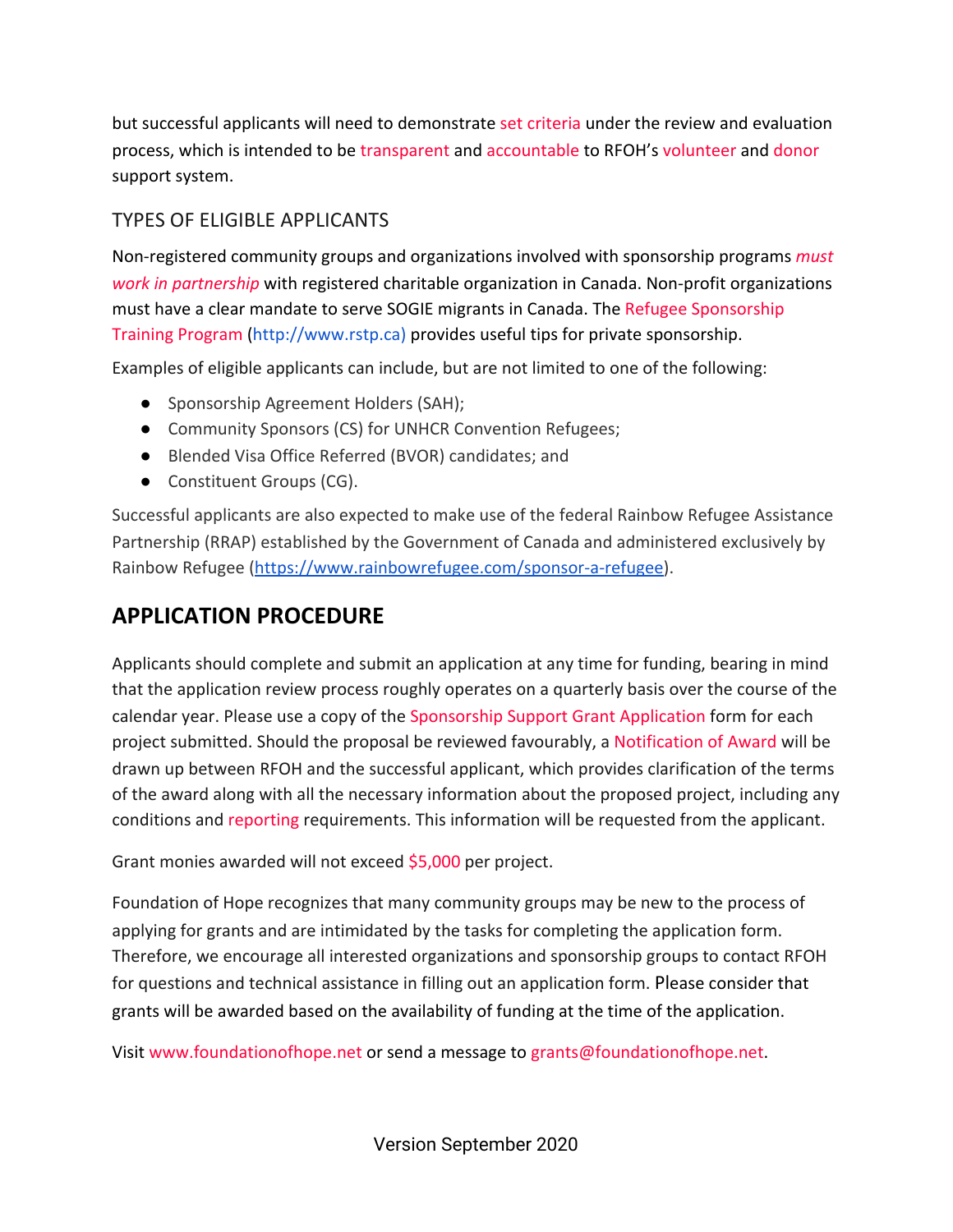but successful applicants will need to demonstrate set criteria under the review and evaluation process, which is intended to be transparent and accountable to RFOH's volunteer and donor support system.

### TYPES OF ELIGIBLE APPLICANTS

Non-registered community groups and organizations involved with sponsorship programs *must work in partnership* with registered charitable organization in Canada. Non-profit organizations must have a clear mandate to serve SOGIE migrants in Canada. The Refugee Sponsorship Training Program (http://www.rstp.ca) provides useful tips for private sponsorship.

Examples of eligible applicants can include, but are not limited to one of the following:

- Sponsorship Agreement Holders (SAH);
- Community Sponsors (CS) for UNHCR Convention Refugees;
- Blended Visa Office Referred (BVOR) candidates; and
- Constituent Groups (CG).

Successful applicants are also expected to make use of the federal Rainbow Refugee Assistance Partnership (RRAP) established by the Government of Canada and administered exclusively by Rainbow Refugee (https://www.rainbowrefugee.com/sponsor-a-refugee).

## APPLICATION PROCEDURE

Applicants should complete and submit an application at any time for funding, bearing in mind that the application review process roughly operates on a quarterly basis over the course of the calendar year. Please use a copy of the Sponsorship Support Grant Application form for each project submitted. Should the proposal be reviewed favourably, a Notification of Award will be drawn up between RFOH and the successful applicant, which provides clarification of the terms of the award along with all the necessary information about the proposed project, including any conditions and reporting requirements. This information will be requested from the applicant.

Grant monies awarded will not exceed $5,000 per project.

Foundation of Hope recognizes that many community groups may be new to the process of applying for grants and are intimidated by the tasks for completing the application form. Therefore, we encourage all interested organizations and sponsorship groups to contact RFOH for questions and technical assistance in filling out an application form. Please consider that grants will be awarded based on the availability of funding at the time of the application.

Visit www.foundationofhope.net or send a message to grants@foundationofhope.net.

Version September 2020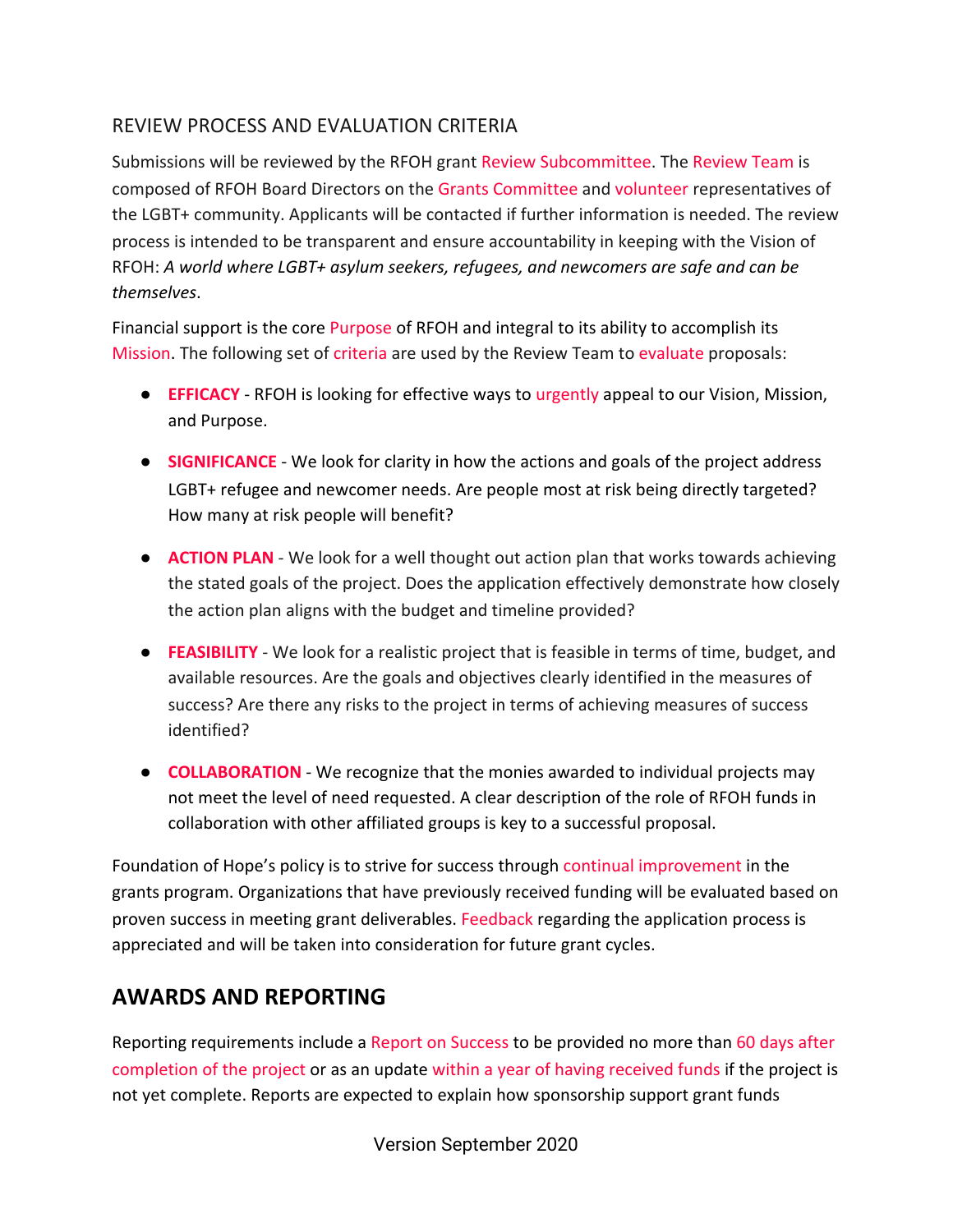## REVIEW PROCESS AND EVALUATION CRITERIA

Submissions will be reviewed by the RFOH grant Review Subcommittee. The Review Team is composed of RFOH Board Directors on the Grants Committee and volunteer representatives of the LGBT+ community. Applicants will be contacted if further information is needed. The review process is intended to be transparent and ensure accountability in keeping with the Vision of RFOH: *A world where LGBT+ asylum seekers, refugees, and newcomers are safe and can be themselves*.

Financial support is the core Purpose of RFOH and integral to its ability to accomplish its Mission. The following set of criteria are used by the Review Team to evaluate proposals:

- **EFFICACY** - RFOH is looking for effective ways to urgently appeal to our Vision, Mission, and Purpose.
- **SIGNIFICANCE** - We look for clarity in how the actions and goals of the project address LGBT+ refugee and newcomer needs. Are people most at risk being directly targeted? How many at risk people will benefit?
- **ACTION PLAN** - We look for a well thought out action plan that works towards achieving the stated goals of the project. Does the application effectively demonstrate how closely the action plan aligns with the budget and timeline provided?
- **FEASIBILITY** - We look for a realistic project that is feasible in terms of time, budget, and available resources. Are the goals and objectives clearly identified in the measures of success? Are there any risks to the project in terms of achieving measures of success identified?
- **COLLABORATION** - We recognize that the monies awarded to individual projects may not meet the level of need requested. A clear description of the role of RFOH funds in collaboration with other affiliated groups is key to a successful proposal.

Foundation of Hope's policy is to strive for success through continual improvement in the grants program. Organizations that have previously received funding will be evaluated based on proven success in meeting grant deliverables. Feedback regarding the application process is appreciated and will be taken into consideration for future grant cycles.

## AWARDS AND REPORTING

Reporting requirements include a Report on Success to be provided no more than 60 days after completion of the project or as an update within a year of having received funds if the project is not yet complete. Reports are expected to explain how sponsorship support grant funds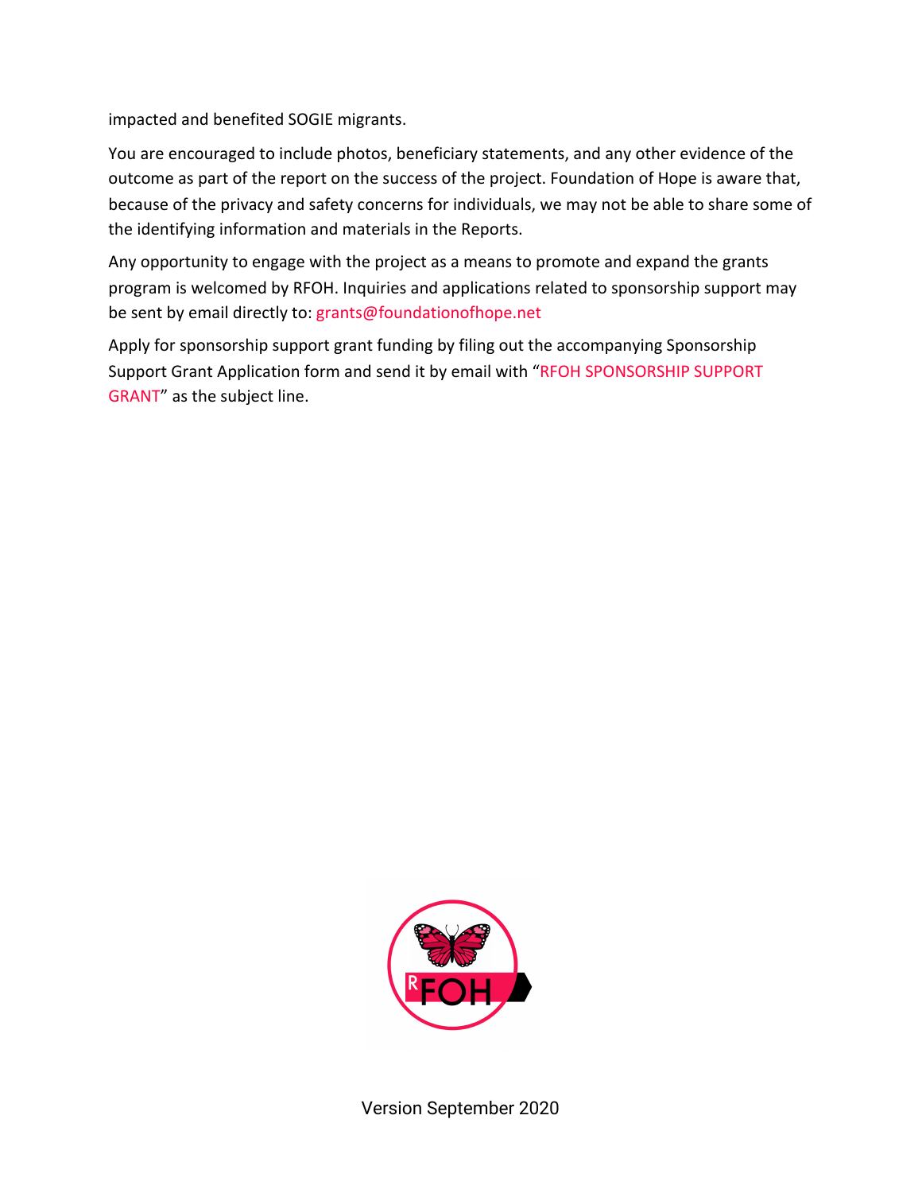impacted and benefited SOGIE migrants.

You are encouraged to include photos, beneficiary statements, and any other evidence of the outcome as part of the report on the success of the project. Foundation of Hope is aware that, because of the privacy and safety concerns for individuals, we may not be able to share some of the identifying information and materials in the Reports.

Any opportunity to engage with the project as a means to promote and expand the grants program is welcomed by RFOH. Inquiries and applications related to sponsorship support may be sent by email directly to: grants@foundationofhope.net

Apply for sponsorship support grant funding by filing out the accompanying Sponsorship Support Grant Application form and send it by email with "RFOH SPONSORSHIP SUPPORT GRANT" as the subject line.

RFOH

Version September 2020